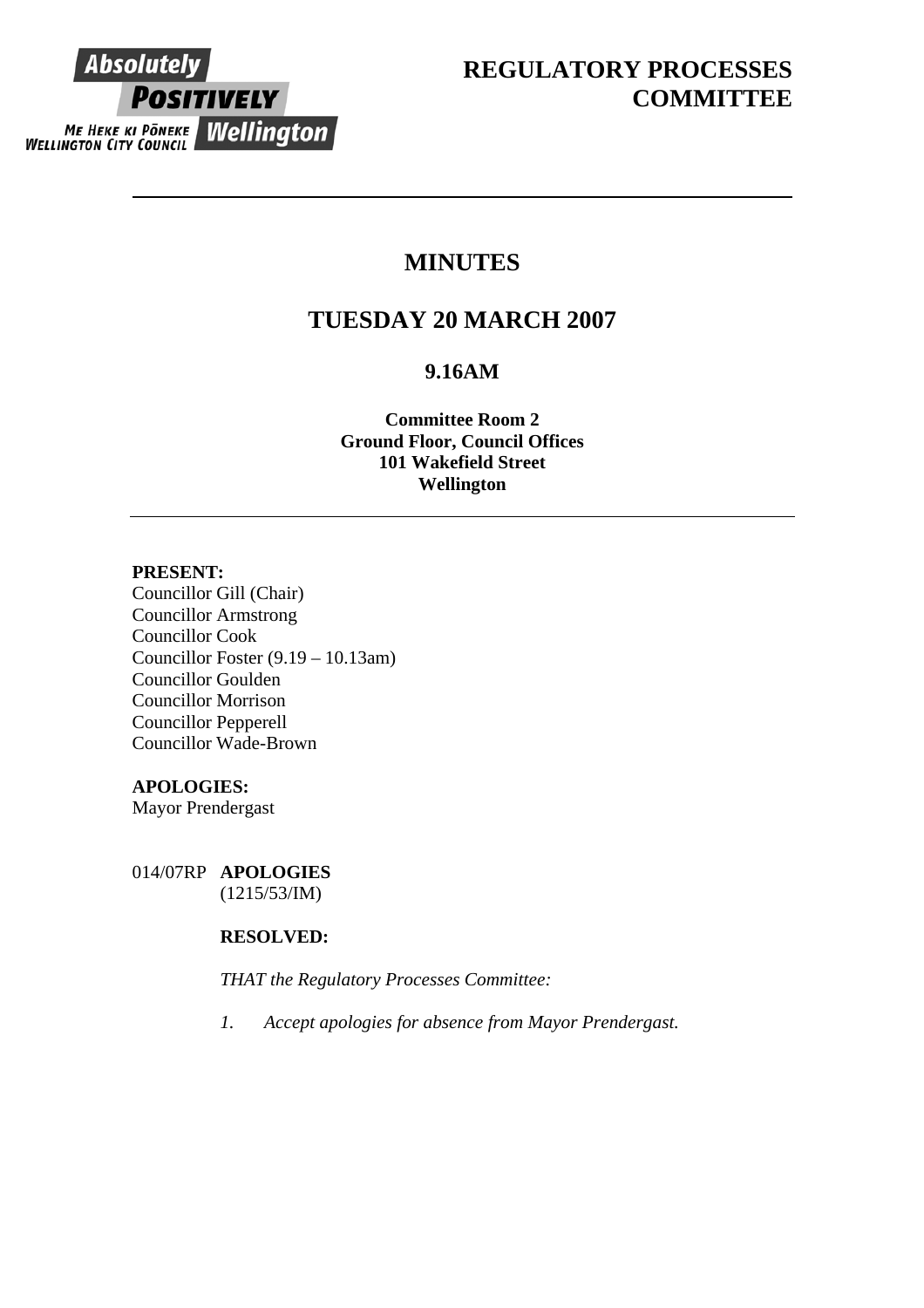Absolutely **POSITIVELY**
ME HEKE KI PŌNEKE **Wellington**
WELLINGTON CITY COUNCIL

# REGULATORY PROCESSES COMMITTEE

---

# MINUTES

## TUESDAY 20 MARCH 2007

### 9.16AM

**Committee Room 2**
**Ground Floor, Council Offices**
**101 Wakefield Street**
**Wellington**

---

**PRESENT:**
Councillor Gill (Chair)
Councillor Armstrong
Councillor Cook
Councillor Foster (9.19 – 10.13am)
Councillor Goulden
Councillor Morrison
Councillor Pepperell
Councillor Wade-Brown

**APOLOGIES:**
Mayor Prendergast

014/07RP **APOLOGIES**
(1215/53/IM)

**RESOLVED:**

*THAT the Regulatory Processes Committee:*

1. *Accept apologies for absence from Mayor Prendergast.*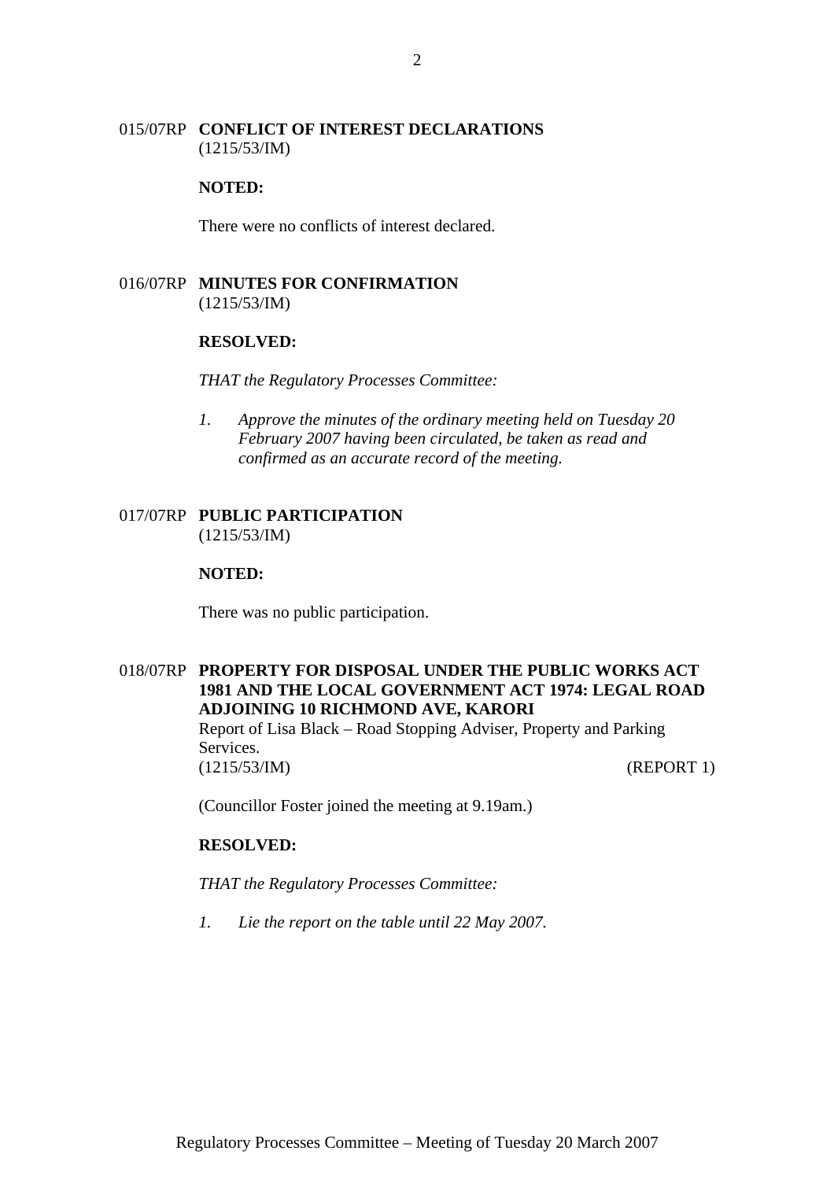015/07RP **CONFLICT OF INTEREST DECLARATIONS**
(1215/53/IM)

**NOTED:**

There were no conflicts of interest declared.

016/07RP **MINUTES FOR CONFIRMATION**
(1215/53/IM)

**RESOLVED:**

*THAT the Regulatory Processes Committee:*

1. *Approve the minutes of the ordinary meeting held on Tuesday 20 February 2007 having been circulated, be taken as read and confirmed as an accurate record of the meeting.*

017/07RP **PUBLIC PARTICIPATION**
(1215/53/IM)

**NOTED:**

There was no public participation.

018/07RP **PROPERTY FOR DISPOSAL UNDER THE PUBLIC WORKS ACT 1981 AND THE LOCAL GOVERNMENT ACT 1974: LEGAL ROAD ADJOINING 10 RICHMOND AVE, KARORI**
Report of Lisa Black – Road Stopping Adviser, Property and Parking Services.
(1215/53/IM) (REPORT 1)

(Councillor Foster joined the meeting at 9.19am.)

**RESOLVED:**

*THAT the Regulatory Processes Committee:*

1. *Lie the report on the table until 22 May 2007.*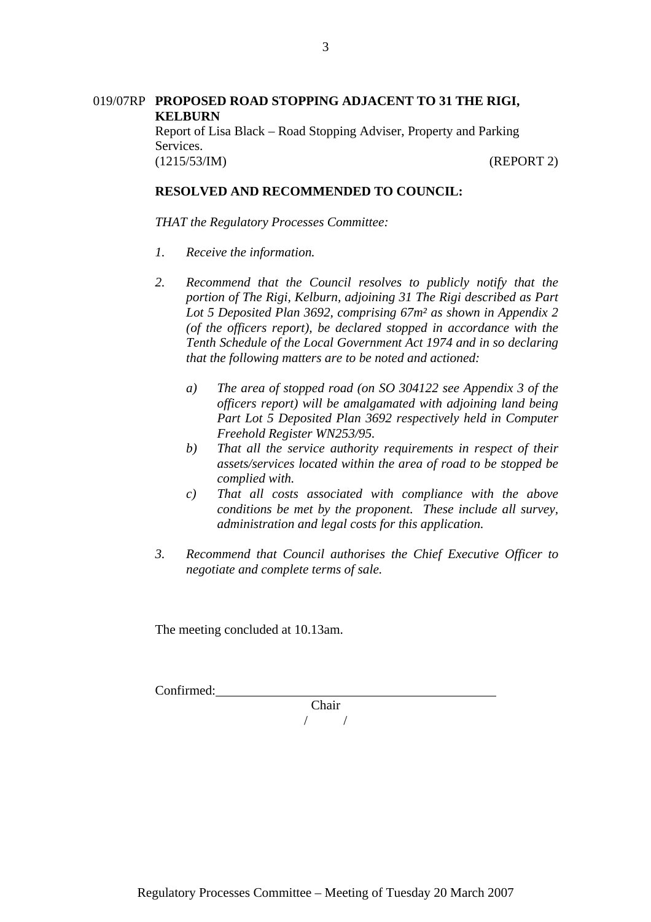019/07RP **PROPOSED ROAD STOPPING ADJACENT TO 31 THE RIGI, KELBURN**

Report of Lisa Black – Road Stopping Adviser, Property and Parking Services.

(1215/53/IM) (REPORT 2)

**RESOLVED AND RECOMMENDED TO COUNCIL:**

*THAT the Regulatory Processes Committee:*

1. *Receive the information.*

2. *Recommend that the Council resolves to publicly notify that the portion of The Rigi, Kelburn, adjoining 31 The Rigi described as Part Lot 5 Deposited Plan 3692, comprising 67m² as shown in Appendix 2 (of the officers report), be declared stopped in accordance with the Tenth Schedule of the Local Government Act 1974 and in so declaring that the following matters are to be noted and actioned:*

   a) *The area of stopped road (on SO 304122 see Appendix 3 of the officers report) will be amalgamated with adjoining land being Part Lot 5 Deposited Plan 3692 respectively held in Computer Freehold Register WN253/95.*
   b) *That all the service authority requirements in respect of their assets/services located within the area of road to be stopped be complied with.*
   c) *That all costs associated with compliance with the above conditions be met by the proponent. These include all survey, administration and legal costs for this application.*

3. *Recommend that Council authorises the Chief Executive Officer to negotiate and complete terms of sale.*

The meeting concluded at 10.13am.

Confirmed: ______________________________

Chair

/ /